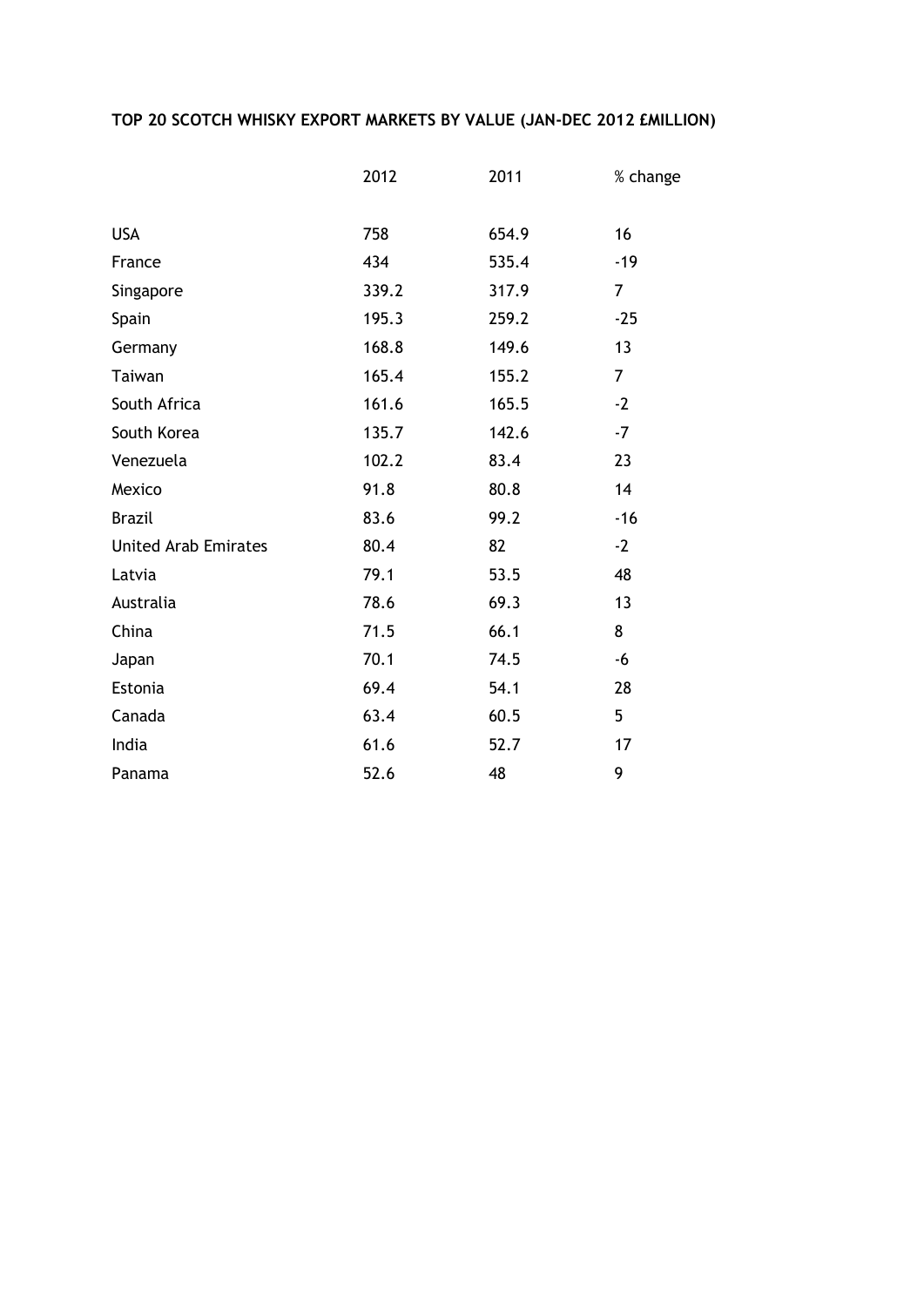**TOP 20 SCOTCH WHISKY EXPORT MARKETS BY VALUE (JAN-DEC 2012 £MILLION)**

| | 2012 | 2011 | % change |
|---|---|---|---|
| USA | 758 | 654.9 | 16 |
| France | 434 | 535.4 | -19 |
| Singapore | 339.2 | 317.9 | 7 |
| Spain | 195.3 | 259.2 | -25 |
| Germany | 168.8 | 149.6 | 13 |
| Taiwan | 165.4 | 155.2 | 7 |
| South Africa | 161.6 | 165.5 | -2 |
| South Korea | 135.7 | 142.6 | -7 |
| Venezuela | 102.2 | 83.4 | 23 |
| Mexico | 91.8 | 80.8 | 14 |
| Brazil | 83.6 | 99.2 | -16 |
| United Arab Emirates | 80.4 | 82 | -2 |
| Latvia | 79.1 | 53.5 | 48 |
| Australia | 78.6 | 69.3 | 13 |
| China | 71.5 | 66.1 | 8 |
| Japan | 70.1 | 74.5 | -6 |
| Estonia | 69.4 | 54.1 | 28 |
| Canada | 63.4 | 60.5 | 5 |
| India | 61.6 | 52.7 | 17 |
| Panama | 52.6 | 48 | 9 |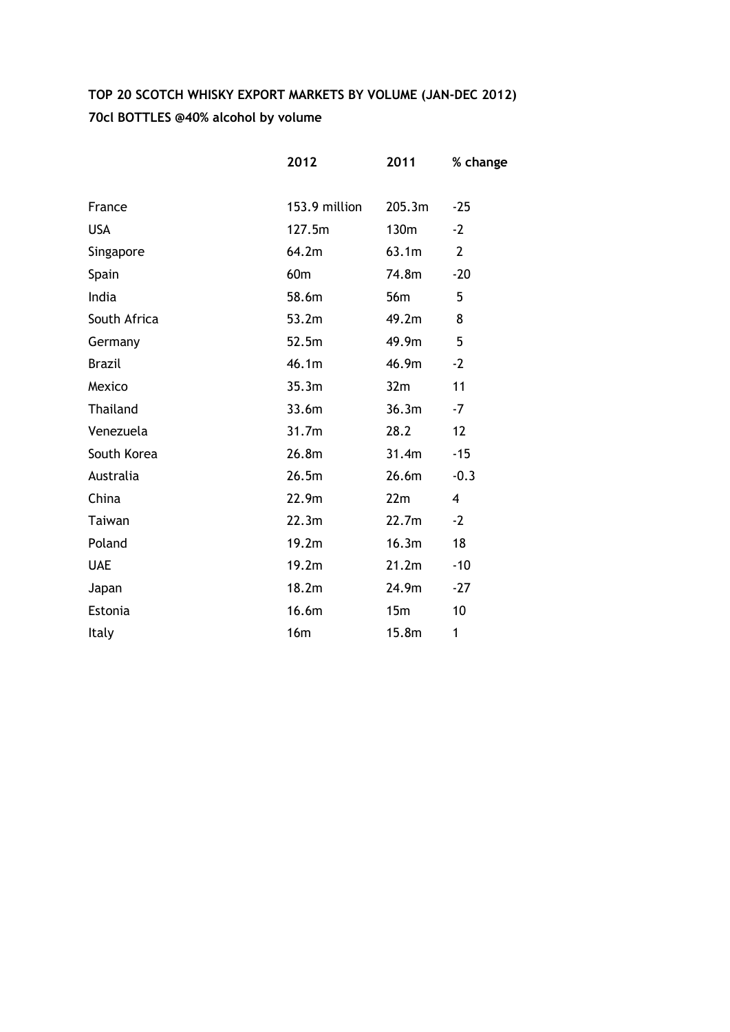**TOP 20 SCOTCH WHISKY EXPORT MARKETS BY VOLUME (JAN-DEC 2012)**

**70cl BOTTLES @40% alcohol by volume**

| | 2012 | 2011 | % change |
|---|---|---|---|
| France | 153.9 million | 205.3m | -25 |
| USA | 127.5m | 130m | -2 |
| Singapore | 64.2m | 63.1m | 2 |
| Spain | 60m | 74.8m | -20 |
| India | 58.6m | 56m | 5 |
| South Africa | 53.2m | 49.2m | 8 |
| Germany | 52.5m | 49.9m | 5 |
| Brazil | 46.1m | 46.9m | -2 |
| Mexico | 35.3m | 32m | 11 |
| Thailand | 33.6m | 36.3m | -7 |
| Venezuela | 31.7m | 28.2 | 12 |
| South Korea | 26.8m | 31.4m | -15 |
| Australia | 26.5m | 26.6m | -0.3 |
| China | 22.9m | 22m | 4 |
| Taiwan | 22.3m | 22.7m | -2 |
| Poland | 19.2m | 16.3m | 18 |
| UAE | 19.2m | 21.2m | -10 |
| Japan | 18.2m | 24.9m | -27 |
| Estonia | 16.6m | 15m | 10 |
| Italy | 16m | 15.8m | 1 |